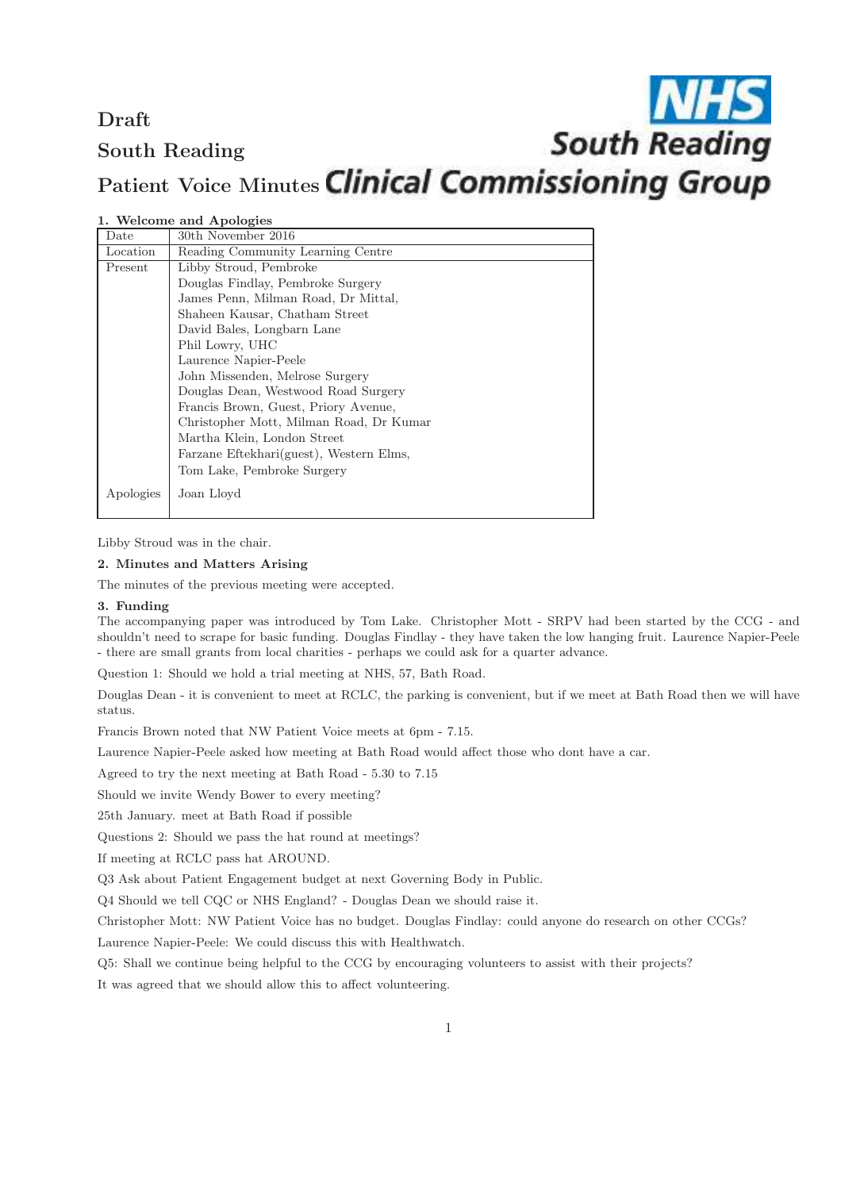**Draft**

**South Reading**

**Patient Voice Minutes**

NHS South Reading Clinical Commissioning Group

### 1. Welcome and Apologies

| | |
|---|---|
| Date | 30th November 2016 |
| Location | Reading Community Learning Centre |
| Present | Libby Stroud, Pembroke<br>Douglas Findlay, Pembroke Surgery<br>James Penn, Milman Road, Dr Mittal,<br>Shaheen Kausar, Chatham Street<br>David Bales, Longbarn Lane<br>Phil Lowry, UHC<br>Laurence Napier-Peele<br>John Missenden, Melrose Surgery<br>Douglas Dean, Westwood Road Surgery<br>Francis Brown, Guest, Priory Avenue,<br>Christopher Mott, Milman Road, Dr Kumar<br>Martha Klein, London Street<br>Farzane Eftekhari(guest), Western Elms,<br>Tom Lake, Pembroke Surgery |
| Apologies | Joan Lloyd |

Libby Stroud was in the chair.

### 2. Minutes and Matters Arising

The minutes of the previous meeting were accepted.

### 3. Funding

The accompanying paper was introduced by Tom Lake. Christopher Mott - SRPV had been started by the CCG - and shouldn't need to scrape for basic funding. Douglas Findlay - they have taken the low hanging fruit. Laurence Napier-Peele - there are small grants from local charities - perhaps we could ask for a quarter advance.

Question 1: Should we hold a trial meeting at NHS, 57, Bath Road.

Douglas Dean - it is convenient to meet at RCLC, the parking is convenient, but if we meet at Bath Road then we will have status.

Francis Brown noted that NW Patient Voice meets at 6pm - 7.15.

Laurence Napier-Peele asked how meeting at Bath Road would affect those who dont have a car.

Agreed to try the next meeting at Bath Road - 5.30 to 7.15

Should we invite Wendy Bower to every meeting?

25th January. meet at Bath Road if possible

Questions 2: Should we pass the hat round at meetings?

If meeting at RCLC pass hat AROUND.

Q3 Ask about Patient Engagement budget at next Governing Body in Public.

Q4 Should we tell CQC or NHS England? - Douglas Dean we should raise it.

Christopher Mott: NW Patient Voice has no budget. Douglas Findlay: could anyone do research on other CCGs?

Laurence Napier-Peele: We could discuss this with Healthwatch.

Q5: Shall we continue being helpful to the CCG by encouraging volunteers to assist with their projects?

It was agreed that we should allow this to affect volunteering.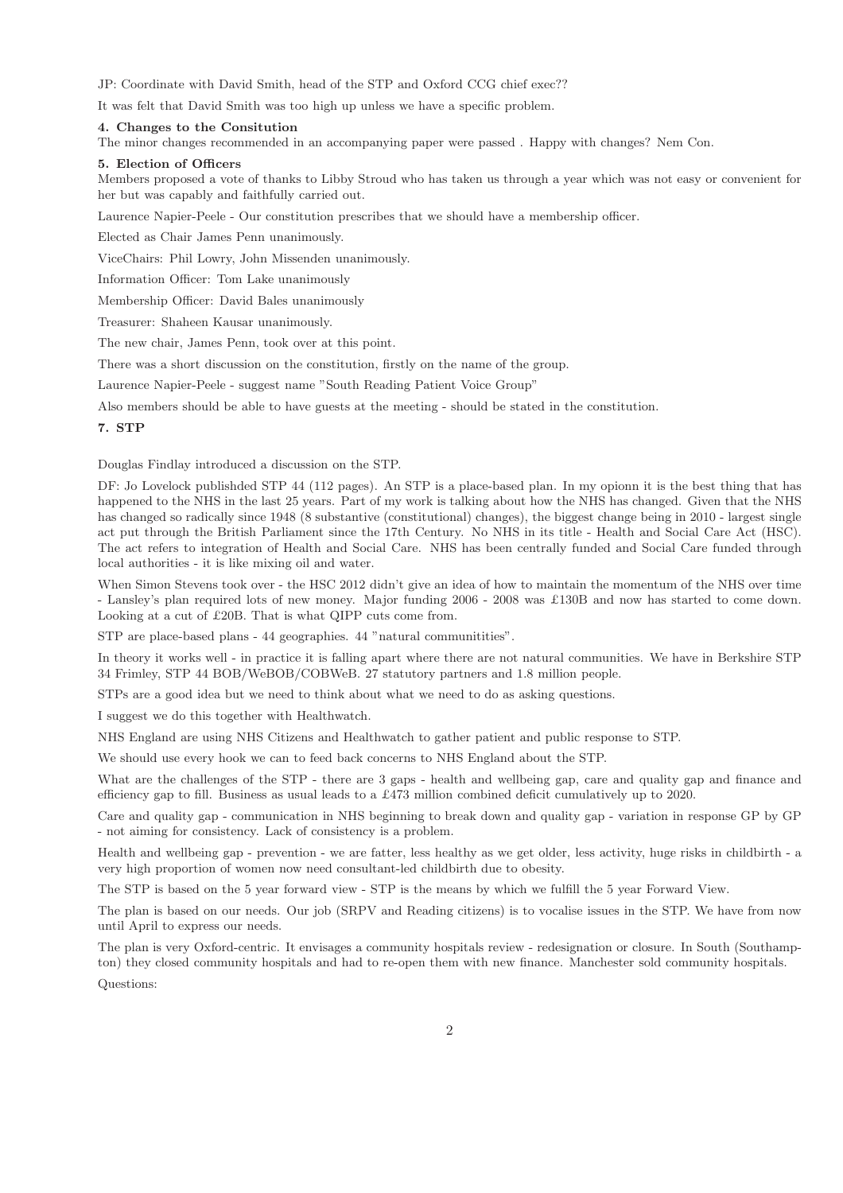JP: Coordinate with David Smith, head of the STP and Oxford CCG chief exec??

It was felt that David Smith was too high up unless we have a specific problem.

### 4. Changes to the Consitution

The minor changes recommended in an accompanying paper were passed . Happy with changes? Nem Con.

### 5. Election of Officers

Members proposed a vote of thanks to Libby Stroud who has taken us through a year which was not easy or convenient for her but was capably and faithfully carried out.

Laurence Napier-Peele - Our constitution prescribes that we should have a membership officer.

Elected as Chair James Penn unanimously.

ViceChairs: Phil Lowry, John Missenden unanimously.

Information Officer: Tom Lake unanimously

Membership Officer: David Bales unanimously

Treasurer: Shaheen Kausar unanimously.

The new chair, James Penn, took over at this point.

There was a short discussion on the constitution, firstly on the name of the group.

Laurence Napier-Peele - suggest name "South Reading Patient Voice Group"

Also members should be able to have guests at the meeting - should be stated in the constitution.

### 7. STP

Douglas Findlay introduced a discussion on the STP.

DF: Jo Lovelock publishded STP 44 (112 pages). An STP is a place-based plan. In my opionn it is the best thing that has happened to the NHS in the last 25 years. Part of my work is talking about how the NHS has changed. Given that the NHS has changed so radically since 1948 (8 substantive (constitutional) changes), the biggest change being in 2010 - largest single act put through the British Parliament since the 17th Century. No NHS in its title - Health and Social Care Act (HSC). The act refers to integration of Health and Social Care. NHS has been centrally funded and Social Care funded through local authorities - it is like mixing oil and water.

When Simon Stevens took over - the HSC 2012 didn't give an idea of how to maintain the momentum of the NHS over time - Lansley's plan required lots of new money. Major funding 2006 - 2008 was £130B and now has started to come down. Looking at a cut of £20B. That is what QIPP cuts come from.

STP are place-based plans - 44 geographies. 44 "natural communitities".

In theory it works well - in practice it is falling apart where there are not natural communities. We have in Berkshire STP 34 Frimley, STP 44 BOB/WeBOB/COBWeB. 27 statutory partners and 1.8 million people.

STPs are a good idea but we need to think about what we need to do as asking questions.

I suggest we do this together with Healthwatch.

NHS England are using NHS Citizens and Healthwatch to gather patient and public response to STP.

We should use every hook we can to feed back concerns to NHS England about the STP.

What are the challenges of the STP - there are 3 gaps - health and wellbeing gap, care and quality gap and finance and efficiency gap to fill. Business as usual leads to a £473 million combined deficit cumulatively up to 2020.

Care and quality gap - communication in NHS beginning to break down and quality gap - variation in response GP by GP - not aiming for consistency. Lack of consistency is a problem.

Health and wellbeing gap - prevention - we are fatter, less healthy as we get older, less activity, huge risks in childbirth - a very high proportion of women now need consultant-led childbirth due to obesity.

The STP is based on the 5 year forward view - STP is the means by which we fulfill the 5 year Forward View.

The plan is based on our needs. Our job (SRPV and Reading citizens) is to vocalise issues in the STP. We have from now until April to express our needs.

The plan is very Oxford-centric. It envisages a community hospitals review - redesignation or closure. In South (Southampton) they closed community hospitals and had to re-open them with new finance. Manchester sold community hospitals.

Questions: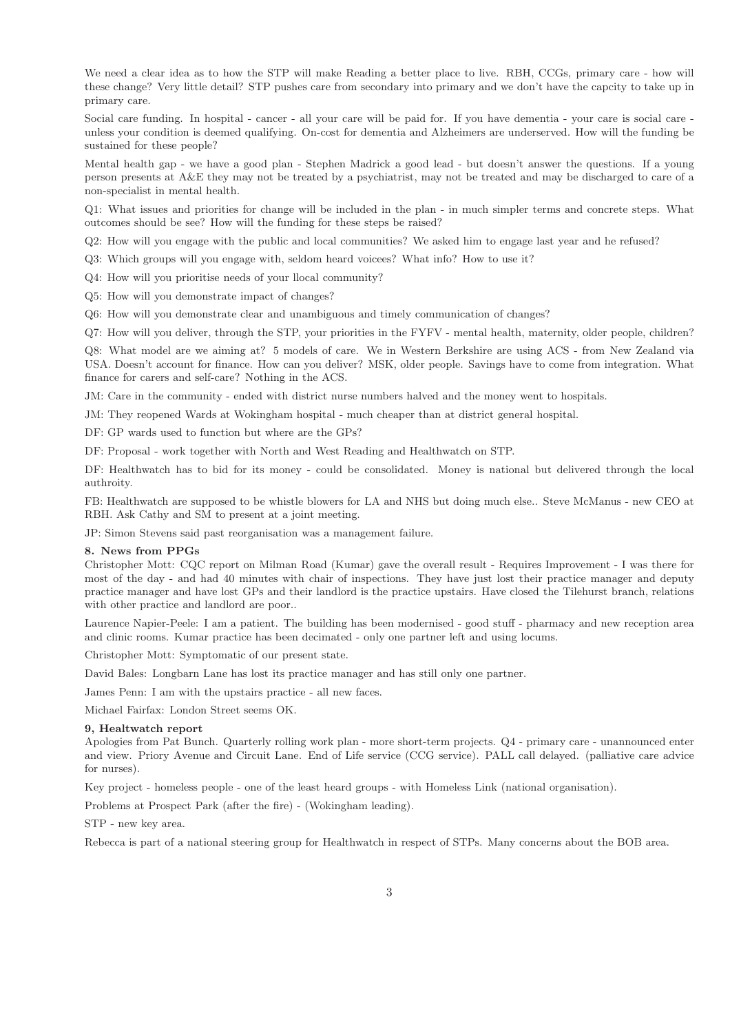We need a clear idea as to how the STP will make Reading a better place to live. RBH, CCGs, primary care - how will these change? Very little detail? STP pushes care from secondary into primary and we don't have the capcity to take up in primary care.

Social care funding. In hospital - cancer - all your care will be paid for. If you have dementia - your care is social care - unless your condition is deemed qualifying. On-cost for dementia and Alzheimers are underserved. How will the funding be sustained for these people?

Mental health gap - we have a good plan - Stephen Madrick a good lead - but doesn't answer the questions. If a young person presents at A&E they may not be treated by a psychiatrist, may not be treated and may be discharged to care of a non-specialist in mental health.

Q1: What issues and priorities for change will be included in the plan - in much simpler terms and concrete steps. What outcomes should be see? How will the funding for these steps be raised?

Q2: How will you engage with the public and local communities? We asked him to engage last year and he refused?

Q3: Which groups will you engage with, seldom heard voicees? What info? How to use it?

Q4: How will you prioritise needs of your llocal community?

Q5: How will you demonstrate impact of changes?

Q6: How will you demonstrate clear and unambiguous and timely communication of changes?

Q7: How will you deliver, through the STP, your priorities in the FYFV - mental health, maternity, older people, children?

Q8: What model are we aiming at? 5 models of care. We in Western Berkshire are using ACS - from New Zealand via USA. Doesn't account for finance. How can you deliver? MSK, older people. Savings have to come from integration. What finance for carers and self-care? Nothing in the ACS.

JM: Care in the community - ended with district nurse numbers halved and the money went to hospitals.

JM: They reopened Wards at Wokingham hospital - much cheaper than at district general hospital.

DF: GP wards used to function but where are the GPs?

DF: Proposal - work together with North and West Reading and Healthwatch on STP.

DF: Healthwatch has to bid for its money - could be consolidated. Money is national but delivered through the local authroity.

FB: Healthwatch are supposed to be whistle blowers for LA and NHS but doing much else.. Steve McManus - new CEO at RBH. Ask Cathy and SM to present at a joint meeting.

JP: Simon Stevens said past reorganisation was a management failure.

**8. News from PPGs**

Christopher Mott: CQC report on Milman Road (Kumar) gave the overall result - Requires Improvement - I was there for most of the day - and had 40 minutes with chair of inspections. They have just lost their practice manager and deputy practice manager and have lost GPs and their landlord is the practice upstairs. Have closed the Tilehurst branch, relations with other practice and landlord are poor..

Laurence Napier-Peele: I am a patient. The building has been modernised - good stuff - pharmacy and new reception area and clinic rooms. Kumar practice has been decimated - only one partner left and using locums.

Christopher Mott: Symptomatic of our present state.

David Bales: Longbarn Lane has lost its practice manager and has still only one partner.

James Penn: I am with the upstairs practice - all new faces.

Michael Fairfax: London Street seems OK.

**9, Healtwatch report**

Apologies from Pat Bunch. Quarterly rolling work plan - more short-term projects. Q4 - primary care - unannounced enter and view. Priory Avenue and Circuit Lane. End of Life service (CCG service). PALL call delayed. (palliative care advice for nurses).

Key project - homeless people - one of the least heard groups - with Homeless Link (national organisation).

Problems at Prospect Park (after the fire) - (Wokingham leading).

STP - new key area.

Rebecca is part of a national steering group for Healthwatch in respect of STPs. Many concerns about the BOB area.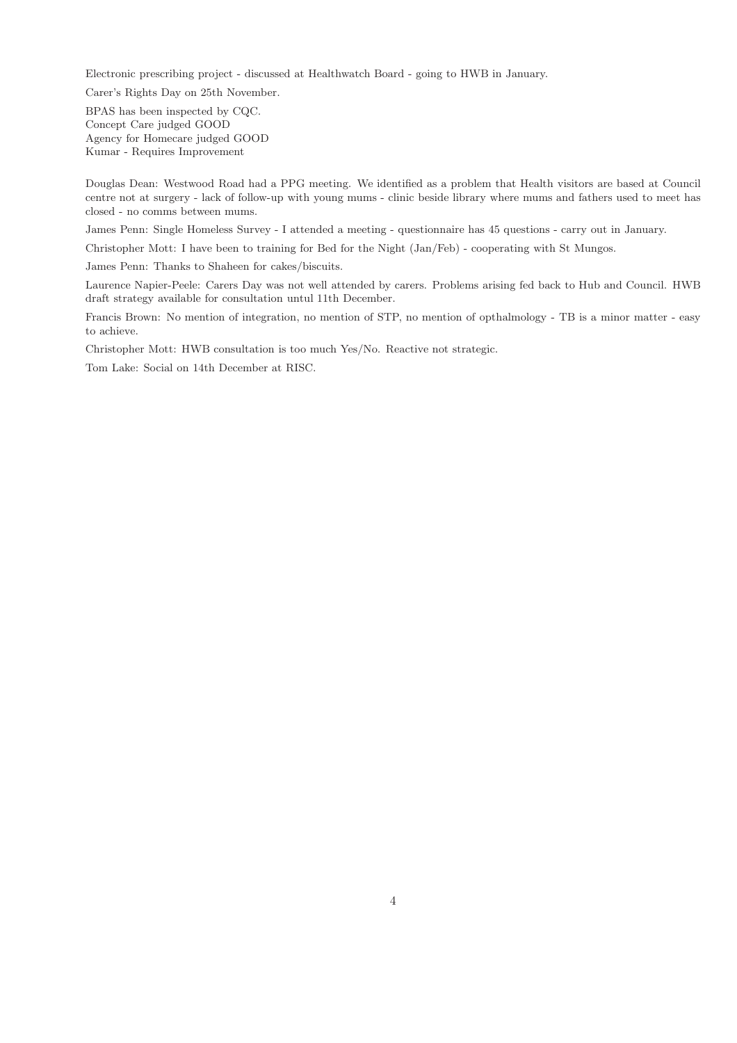Electronic prescribing project - discussed at Healthwatch Board - going to HWB in January.

Carer's Rights Day on 25th November.

BPAS has been inspected by CQC.
Concept Care judged GOOD
Agency for Homecare judged GOOD
Kumar - Requires Improvement

Douglas Dean: Westwood Road had a PPG meeting. We identified as a problem that Health visitors are based at Council centre not at surgery - lack of follow-up with young mums - clinic beside library where mums and fathers used to meet has closed - no comms between mums.

James Penn: Single Homeless Survey - I attended a meeting - questionnaire has 45 questions - carry out in January.

Christopher Mott: I have been to training for Bed for the Night (Jan/Feb) - cooperating with St Mungos.

James Penn: Thanks to Shaheen for cakes/biscuits.

Laurence Napier-Peele: Carers Day was not well attended by carers. Problems arising fed back to Hub and Council. HWB draft strategy available for consultation untul 11th December.

Francis Brown: No mention of integration, no mention of STP, no mention of opthalmology - TB is a minor matter - easy to achieve.

Christopher Mott: HWB consultation is too much Yes/No. Reactive not strategic.

Tom Lake: Social on 14th December at RISC.